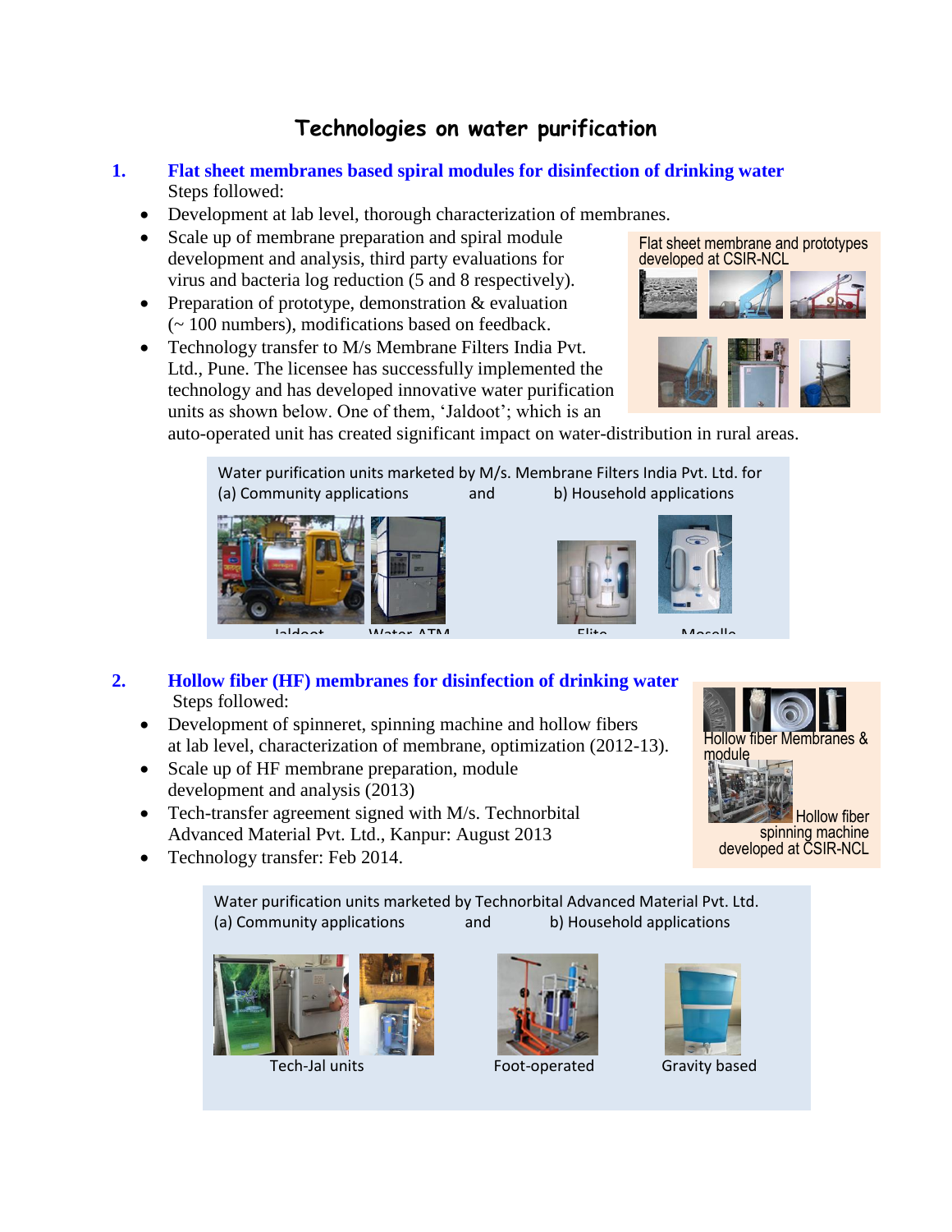# Technologies on water purification

## 1. Flat sheet membranes based spiral modules for disinfection of drinking water

Steps followed:

- Development at lab level, thorough characterization of membranes.
- Scale up of membrane preparation and spiral module development and analysis, third party evaluations for virus and bacteria log reduction (5 and 8 respectively).
- Preparation of prototype, demonstration & evaluation (~ 100 numbers), modifications based on feedback.
- Technology transfer to M/s Membrane Filters India Pvt. Ltd., Pune. The licensee has successfully implemented the technology and has developed innovative water purification units as shown below. One of them, 'Jaldoot'; which is an auto-operated unit has created significant impact on water-distribution in rural areas.

Flat sheet membrane and prototypes developed at CSIR-NCL

Water purification units marketed by M/s. Membrane Filters India Pvt. Ltd. for
(a) Community applications and b) Household applications

Jaldoot    Water ATM    Elite    Mosello

## 2. Hollow fiber (HF) membranes for disinfection of drinking water

Steps followed:

- Development of spinneret, spinning machine and hollow fibers at lab level, characterization of membrane, optimization (2012-13).
- Scale up of HF membrane preparation, module development and analysis (2013)
- Tech-transfer agreement signed with M/s. Technorbital Advanced Material Pvt. Ltd., Kanpur: August 2013
- Technology transfer: Feb 2014.

Hollow fiber Membranes & module

Hollow fiber spinning machine developed at CSIR-NCL

Water purification units marketed by Technorbital Advanced Material Pvt. Ltd.
(a) Community applications and b) Household applications

Tech-Jal units    Foot-operated    Gravity based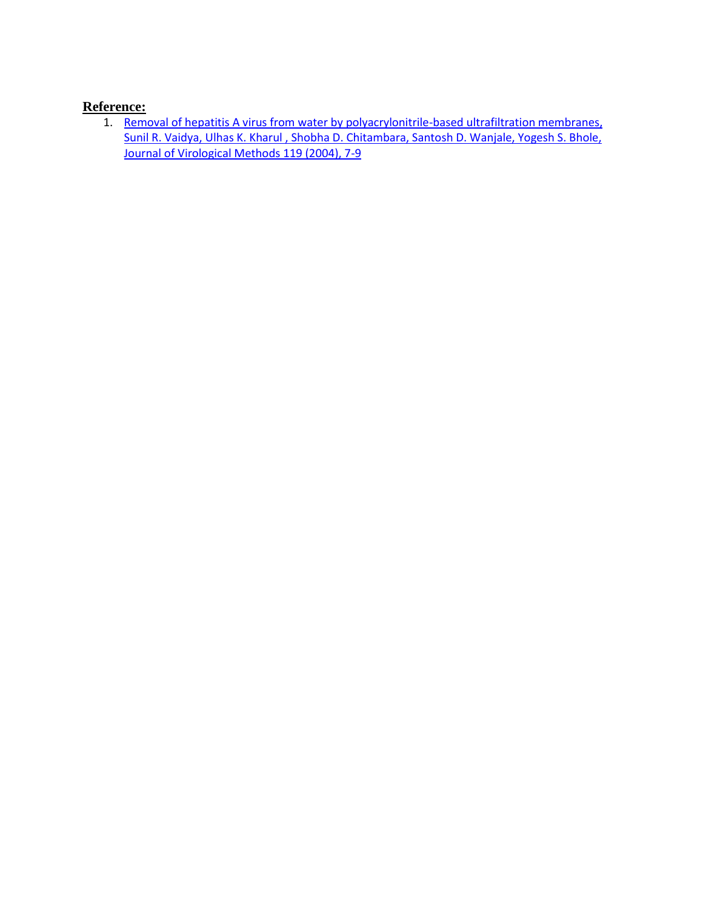## Reference:

1. Removal of hepatitis A virus from water by polyacrylonitrile-based ultrafiltration membranes, Sunil R. Vaidya, Ulhas K. Kharul , Shobha D. Chitambara, Santosh D. Wanjale, Yogesh S. Bhole, Journal of Virological Methods 119 (2004), 7-9